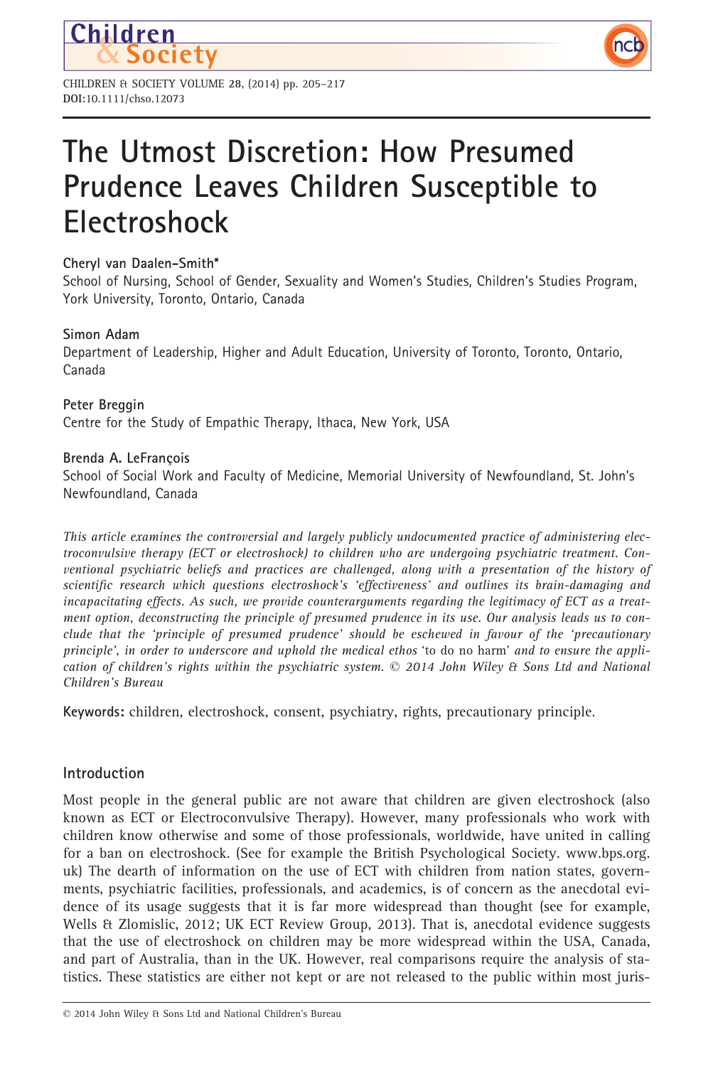# The Utmost Discretion: How Presumed Prudence Leaves Children Susceptible to Electroshock

**Cheryl van Daalen-Smith***
School of Nursing, School of Gender, Sexuality and Women's Studies, Children's Studies Program, York University, Toronto, Ontario, Canada

**Simon Adam**
Department of Leadership, Higher and Adult Education, University of Toronto, Toronto, Ontario, Canada

**Peter Breggin**
Centre for the Study of Empathic Therapy, Ithaca, New York, USA

**Brenda A. LeFrançois**
School of Social Work and Faculty of Medicine, Memorial University of Newfoundland, St. John's Newfoundland, Canada

*This article examines the controversial and largely publicly undocumented practice of administering electroconvulsive therapy (ECT or electroshock) to children who are undergoing psychiatric treatment. Conventional psychiatric beliefs and practices are challenged, along with a presentation of the history of scientific research which questions electroshock's 'effectiveness' and outlines its brain-damaging and incapacitating effects. As such, we provide counterarguments regarding the legitimacy of ECT as a treatment option, deconstructing the principle of presumed prudence in its use. Our analysis leads us to conclude that the 'principle of presumed prudence' should be eschewed in favour of the 'precautionary principle', in order to underscore and uphold the medical ethos* 'to do no harm' *and to ensure the application of children's rights within the psychiatric system. © 2014 John Wiley & Sons Ltd and National Children's Bureau*

**Keywords:** children, electroshock, consent, psychiatry, rights, precautionary principle.

## Introduction

Most people in the general public are not aware that children are given electroshock (also known as ECT or Electroconvulsive Therapy). However, many professionals who work with children know otherwise and some of those professionals, worldwide, have united in calling for a ban on electroshock. (See for example the British Psychological Society. www.bps.org.uk) The dearth of information on the use of ECT with children from nation states, governments, psychiatric facilities, professionals, and academics, is of concern as the anecdotal evidence of its usage suggests that it is far more widespread than thought (see for example, Wells & Zlomislic, 2012; UK ECT Review Group, 2013). That is, anecdotal evidence suggests that the use of electroshock on children may be more widespread within the USA, Canada, and part of Australia, than in the UK. However, real comparisons require the analysis of statistics. These statistics are either not kept or are not released to the public within most juris-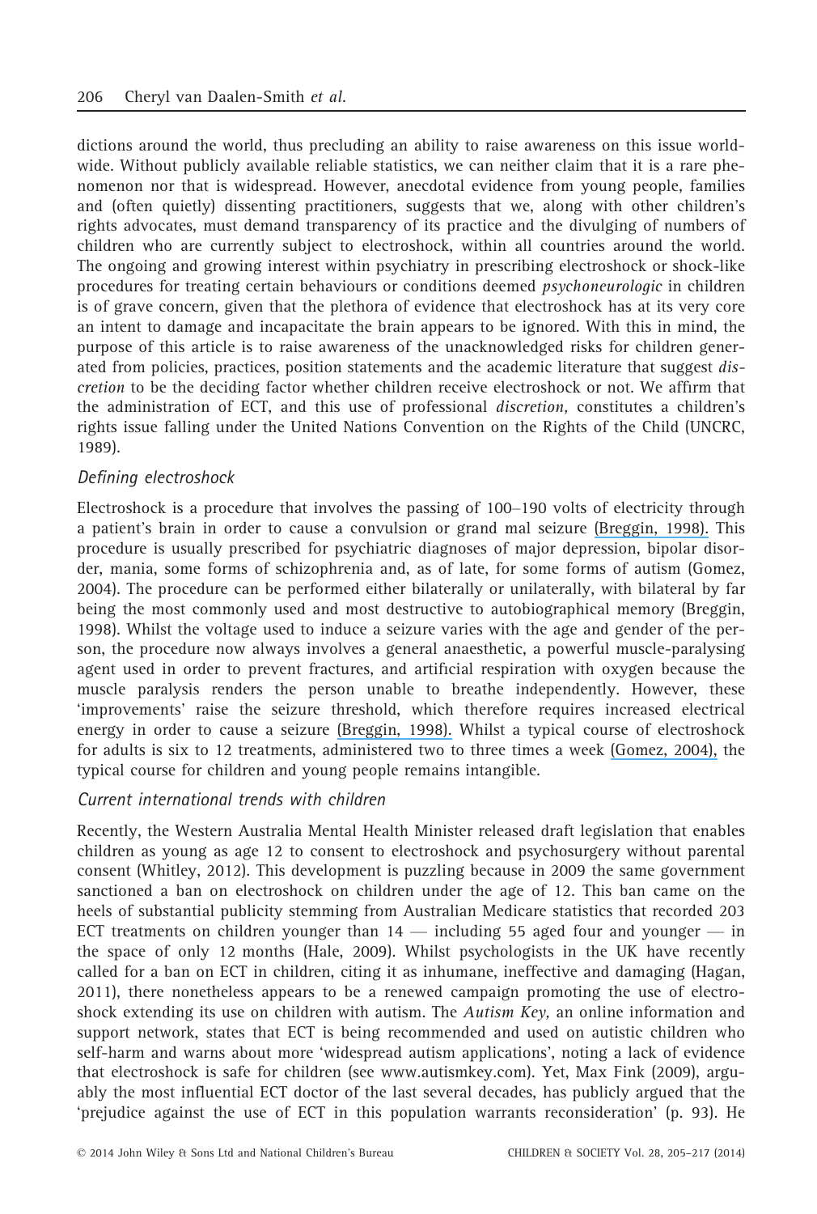dictions around the world, thus precluding an ability to raise awareness on this issue worldwide. Without publicly available reliable statistics, we can neither claim that it is a rare phenomenon nor that is widespread. However, anecdotal evidence from young people, families and (often quietly) dissenting practitioners, suggests that we, along with other children's rights advocates, must demand transparency of its practice and the divulging of numbers of children who are currently subject to electroshock, within all countries around the world. The ongoing and growing interest within psychiatry in prescribing electroshock or shock-like procedures for treating certain behaviours or conditions deemed *psychoneurologic* in children is of grave concern, given that the plethora of evidence that electroshock has at its very core an intent to damage and incapacitate the brain appears to be ignored. With this in mind, the purpose of this article is to raise awareness of the unacknowledged risks for children generated from policies, practices, position statements and the academic literature that suggest *discretion* to be the deciding factor whether children receive electroshock or not. We affirm that the administration of ECT, and this use of professional *discretion,* constitutes a children's rights issue falling under the United Nations Convention on the Rights of the Child (UNCRC, 1989).

### *Defining electroshock*

Electroshock is a procedure that involves the passing of 100–190 volts of electricity through a patient's brain in order to cause a convulsion or grand mal seizure (Breggin, 1998). This procedure is usually prescribed for psychiatric diagnoses of major depression, bipolar disorder, mania, some forms of schizophrenia and, as of late, for some forms of autism (Gomez, 2004). The procedure can be performed either bilaterally or unilaterally, with bilateral by far being the most commonly used and most destructive to autobiographical memory (Breggin, 1998). Whilst the voltage used to induce a seizure varies with the age and gender of the person, the procedure now always involves a general anaesthetic, a powerful muscle-paralysing agent used in order to prevent fractures, and artificial respiration with oxygen because the muscle paralysis renders the person unable to breathe independently. However, these 'improvements' raise the seizure threshold, which therefore requires increased electrical energy in order to cause a seizure (Breggin, 1998). Whilst a typical course of electroshock for adults is six to 12 treatments, administered two to three times a week (Gomez, 2004), the typical course for children and young people remains intangible.

### *Current international trends with children*

Recently, the Western Australia Mental Health Minister released draft legislation that enables children as young as age 12 to consent to electroshock and psychosurgery without parental consent (Whitley, 2012). This development is puzzling because in 2009 the same government sanctioned a ban on electroshock on children under the age of 12. This ban came on the heels of substantial publicity stemming from Australian Medicare statistics that recorded 203 ECT treatments on children younger than 14 — including 55 aged four and younger — in the space of only 12 months (Hale, 2009). Whilst psychologists in the UK have recently called for a ban on ECT in children, citing it as inhumane, ineffective and damaging (Hagan, 2011), there nonetheless appears to be a renewed campaign promoting the use of electroshock extending its use on children with autism. The *Autism Key,* an online information and support network, states that ECT is being recommended and used on autistic children who self-harm and warns about more 'widespread autism applications', noting a lack of evidence that electroshock is safe for children (see www.autismkey.com). Yet, Max Fink (2009), arguably the most influential ECT doctor of the last several decades, has publicly argued that the 'prejudice against the use of ECT in this population warrants reconsideration' (p. 93). He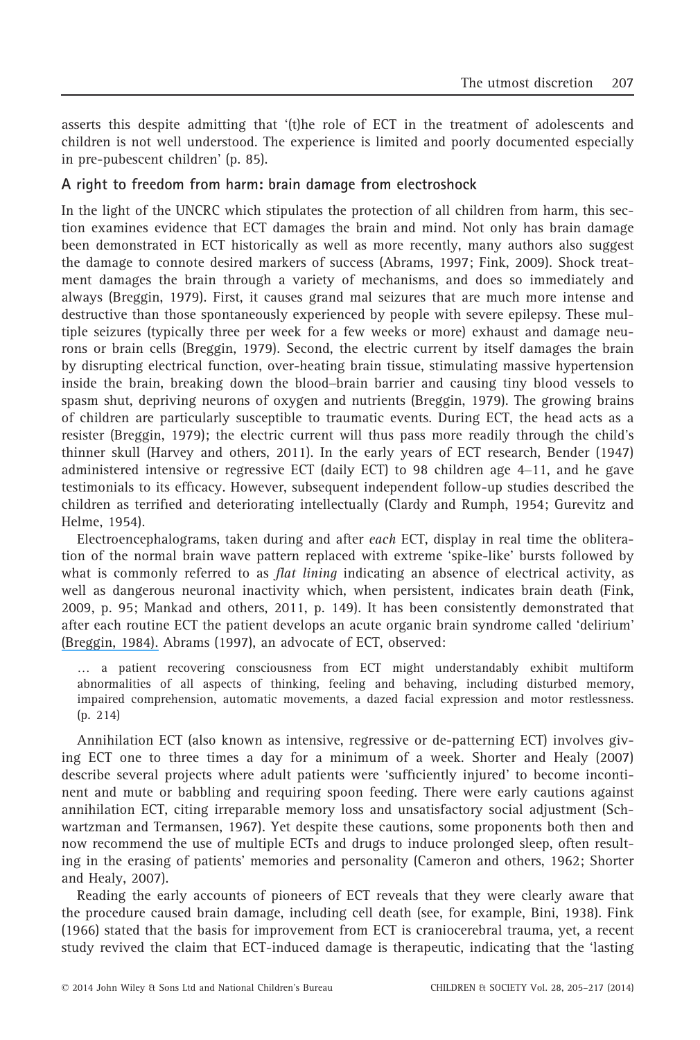asserts this despite admitting that '(t)he role of ECT in the treatment of adolescents and children is not well understood. The experience is limited and poorly documented especially in pre-pubescent children' (p. 85).

## A right to freedom from harm: brain damage from electroshock

In the light of the UNCRC which stipulates the protection of all children from harm, this section examines evidence that ECT damages the brain and mind. Not only has brain damage been demonstrated in ECT historically as well as more recently, many authors also suggest the damage to connote desired markers of success (Abrams, 1997; Fink, 2009). Shock treatment damages the brain through a variety of mechanisms, and does so immediately and always (Breggin, 1979). First, it causes grand mal seizures that are much more intense and destructive than those spontaneously experienced by people with severe epilepsy. These multiple seizures (typically three per week for a few weeks or more) exhaust and damage neurons or brain cells (Breggin, 1979). Second, the electric current by itself damages the brain by disrupting electrical function, over-heating brain tissue, stimulating massive hypertension inside the brain, breaking down the blood–brain barrier and causing tiny blood vessels to spasm shut, depriving neurons of oxygen and nutrients (Breggin, 1979). The growing brains of children are particularly susceptible to traumatic events. During ECT, the head acts as a resister (Breggin, 1979); the electric current will thus pass more readily through the child's thinner skull (Harvey and others, 2011). In the early years of ECT research, Bender (1947) administered intensive or regressive ECT (daily ECT) to 98 children age 4–11, and he gave testimonials to its efficacy. However, subsequent independent follow-up studies described the children as terrified and deteriorating intellectually (Clardy and Rumph, 1954; Gurevitz and Helme, 1954).

Electroencephalograms, taken during and after *each* ECT, display in real time the obliteration of the normal brain wave pattern replaced with extreme 'spike-like' bursts followed by what is commonly referred to as *flat lining* indicating an absence of electrical activity, as well as dangerous neuronal inactivity which, when persistent, indicates brain death (Fink, 2009, p. 95; Mankad and others, 2011, p. 149). It has been consistently demonstrated that after each routine ECT the patient develops an acute organic brain syndrome called 'delirium' (Breggin, 1984). Abrams (1997), an advocate of ECT, observed:

> … a patient recovering consciousness from ECT might understandably exhibit multiform abnormalities of all aspects of thinking, feeling and behaving, including disturbed memory, impaired comprehension, automatic movements, a dazed facial expression and motor restlessness. (p. 214)

Annihilation ECT (also known as intensive, regressive or de-patterning ECT) involves giving ECT one to three times a day for a minimum of a week. Shorter and Healy (2007) describe several projects where adult patients were 'sufficiently injured' to become incontinent and mute or babbling and requiring spoon feeding. There were early cautions against annihilation ECT, citing irreparable memory loss and unsatisfactory social adjustment (Schwartzman and Termansen, 1967). Yet despite these cautions, some proponents both then and now recommend the use of multiple ECTs and drugs to induce prolonged sleep, often resulting in the erasing of patients' memories and personality (Cameron and others, 1962; Shorter and Healy, 2007).

Reading the early accounts of pioneers of ECT reveals that they were clearly aware that the procedure caused brain damage, including cell death (see, for example, Bini, 1938). Fink (1966) stated that the basis for improvement from ECT is craniocerebral trauma, yet, a recent study revived the claim that ECT-induced damage is therapeutic, indicating that the 'lasting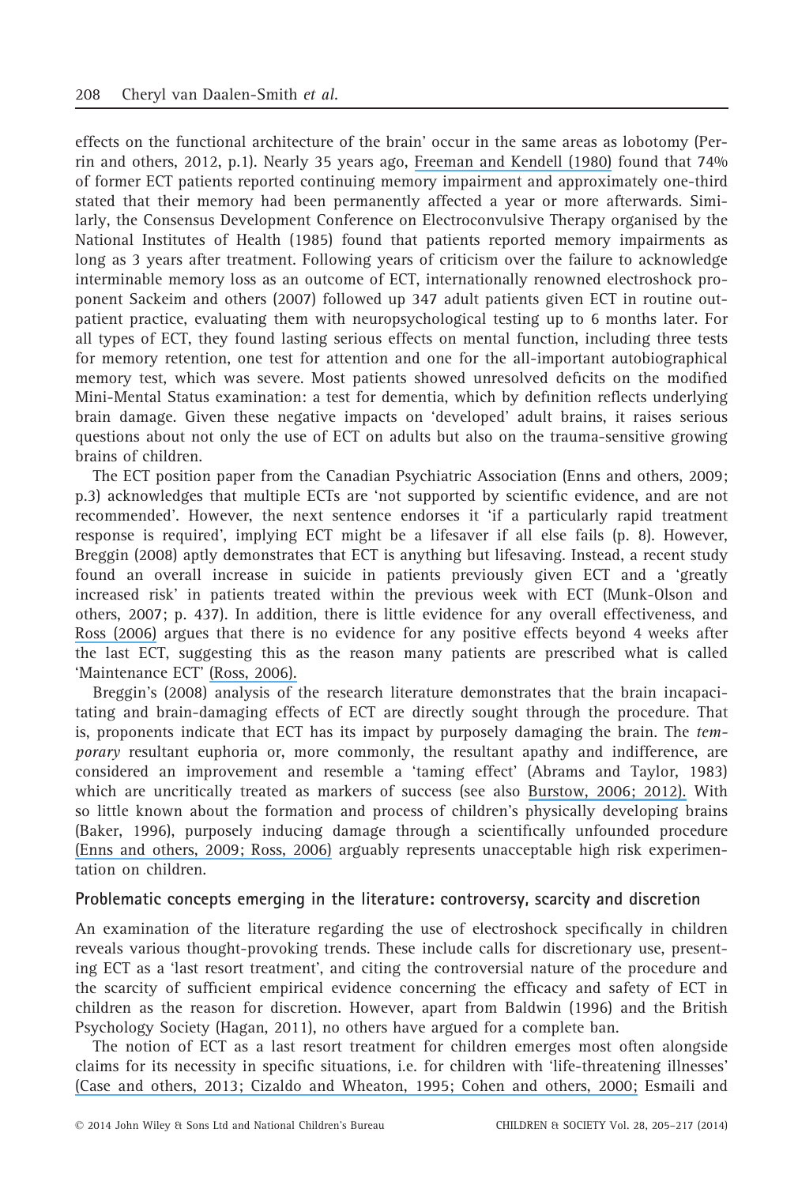effects on the functional architecture of the brain' occur in the same areas as lobotomy (Perrin and others, 2012, p.1). Nearly 35 years ago, Freeman and Kendell (1980) found that 74% of former ECT patients reported continuing memory impairment and approximately one-third stated that their memory had been permanently affected a year or more afterwards. Similarly, the Consensus Development Conference on Electroconvulsive Therapy organised by the National Institutes of Health (1985) found that patients reported memory impairments as long as 3 years after treatment. Following years of criticism over the failure to acknowledge interminable memory loss as an outcome of ECT, internationally renowned electroshock proponent Sackeim and others (2007) followed up 347 adult patients given ECT in routine outpatient practice, evaluating them with neuropsychological testing up to 6 months later. For all types of ECT, they found lasting serious effects on mental function, including three tests for memory retention, one test for attention and one for the all-important autobiographical memory test, which was severe. Most patients showed unresolved deficits on the modified Mini-Mental Status examination: a test for dementia, which by definition reflects underlying brain damage. Given these negative impacts on 'developed' adult brains, it raises serious questions about not only the use of ECT on adults but also on the trauma-sensitive growing brains of children.

The ECT position paper from the Canadian Psychiatric Association (Enns and others, 2009; p.3) acknowledges that multiple ECTs are 'not supported by scientific evidence, and are not recommended'. However, the next sentence endorses it 'if a particularly rapid treatment response is required', implying ECT might be a lifesaver if all else fails (p. 8). However, Breggin (2008) aptly demonstrates that ECT is anything but lifesaving. Instead, a recent study found an overall increase in suicide in patients previously given ECT and a 'greatly increased risk' in patients treated within the previous week with ECT (Munk-Olson and others, 2007; p. 437). In addition, there is little evidence for any overall effectiveness, and Ross (2006) argues that there is no evidence for any positive effects beyond 4 weeks after the last ECT, suggesting this as the reason many patients are prescribed what is called 'Maintenance ECT' (Ross, 2006).

Breggin's (2008) analysis of the research literature demonstrates that the brain incapacitating and brain-damaging effects of ECT are directly sought through the procedure. That is, proponents indicate that ECT has its impact by purposely damaging the brain. The *temporary* resultant euphoria or, more commonly, the resultant apathy and indifference, are considered an improvement and resemble a 'taming effect' (Abrams and Taylor, 1983) which are uncritically treated as markers of success (see also Burstow, 2006; 2012). With so little known about the formation and process of children's physically developing brains (Baker, 1996), purposely inducing damage through a scientifically unfounded procedure (Enns and others, 2009; Ross, 2006) arguably represents unacceptable high risk experimentation on children.

### Problematic concepts emerging in the literature: controversy, scarcity and discretion

An examination of the literature regarding the use of electroshock specifically in children reveals various thought-provoking trends. These include calls for discretionary use, presenting ECT as a 'last resort treatment', and citing the controversial nature of the procedure and the scarcity of sufficient empirical evidence concerning the efficacy and safety of ECT in children as the reason for discretion. However, apart from Baldwin (1996) and the British Psychology Society (Hagan, 2011), no others have argued for a complete ban.

The notion of ECT as a last resort treatment for children emerges most often alongside claims for its necessity in specific situations, i.e. for children with 'life-threatening illnesses' (Case and others, 2013; Cizaldo and Wheaton, 1995; Cohen and others, 2000; Esmaili and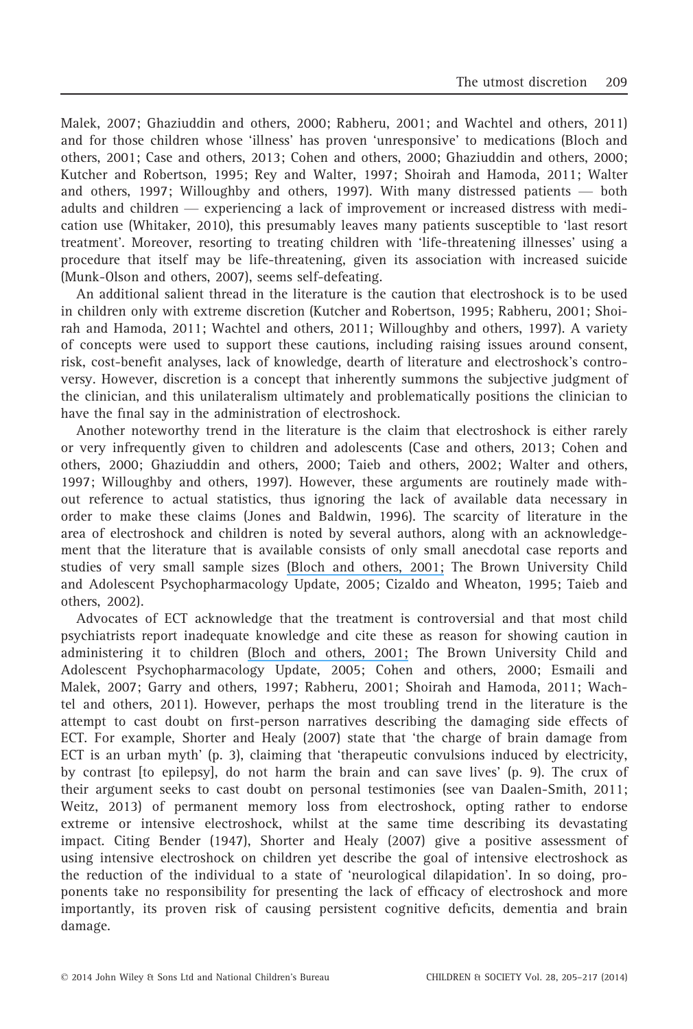Malek, 2007; Ghaziuddin and others, 2000; Rabheru, 2001; and Wachtel and others, 2011) and for those children whose 'illness' has proven 'unresponsive' to medications (Bloch and others, 2001; Case and others, 2013; Cohen and others, 2000; Ghaziuddin and others, 2000; Kutcher and Robertson, 1995; Rey and Walter, 1997; Shoirah and Hamoda, 2011; Walter and others, 1997; Willoughby and others, 1997). With many distressed patients — both adults and children — experiencing a lack of improvement or increased distress with medication use (Whitaker, 2010), this presumably leaves many patients susceptible to 'last resort treatment'. Moreover, resorting to treating children with 'life-threatening illnesses' using a procedure that itself may be life-threatening, given its association with increased suicide (Munk-Olson and others, 2007), seems self-defeating.

An additional salient thread in the literature is the caution that electroshock is to be used in children only with extreme discretion (Kutcher and Robertson, 1995; Rabheru, 2001; Shoirah and Hamoda, 2011; Wachtel and others, 2011; Willoughby and others, 1997). A variety of concepts were used to support these cautions, including raising issues around consent, risk, cost-benefit analyses, lack of knowledge, dearth of literature and electroshock's controversy. However, discretion is a concept that inherently summons the subjective judgment of the clinician, and this unilateralism ultimately and problematically positions the clinician to have the final say in the administration of electroshock.

Another noteworthy trend in the literature is the claim that electroshock is either rarely or very infrequently given to children and adolescents (Case and others, 2013; Cohen and others, 2000; Ghaziuddin and others, 2000; Taieb and others, 2002; Walter and others, 1997; Willoughby and others, 1997). However, these arguments are routinely made without reference to actual statistics, thus ignoring the lack of available data necessary in order to make these claims (Jones and Baldwin, 1996). The scarcity of literature in the area of electroshock and children is noted by several authors, along with an acknowledgement that the literature that is available consists of only small anecdotal case reports and studies of very small sample sizes (Bloch and others, 2001; The Brown University Child and Adolescent Psychopharmacology Update, 2005; Cizaldo and Wheaton, 1995; Taieb and others, 2002).

Advocates of ECT acknowledge that the treatment is controversial and that most child psychiatrists report inadequate knowledge and cite these as reason for showing caution in administering it to children (Bloch and others, 2001; The Brown University Child and Adolescent Psychopharmacology Update, 2005; Cohen and others, 2000; Esmaili and Malek, 2007; Garry and others, 1997; Rabheru, 2001; Shoirah and Hamoda, 2011; Wachtel and others, 2011). However, perhaps the most troubling trend in the literature is the attempt to cast doubt on first-person narratives describing the damaging side effects of ECT. For example, Shorter and Healy (2007) state that 'the charge of brain damage from ECT is an urban myth' (p. 3), claiming that 'therapeutic convulsions induced by electricity, by contrast [to epilepsy], do not harm the brain and can save lives' (p. 9). The crux of their argument seeks to cast doubt on personal testimonies (see van Daalen-Smith, 2011; Weitz, 2013) of permanent memory loss from electroshock, opting rather to endorse extreme or intensive electroshock, whilst at the same time describing its devastating impact. Citing Bender (1947), Shorter and Healy (2007) give a positive assessment of using intensive electroshock on children yet describe the goal of intensive electroshock as the reduction of the individual to a state of 'neurological dilapidation'. In so doing, proponents take no responsibility for presenting the lack of efficacy of electroshock and more importantly, its proven risk of causing persistent cognitive deficits, dementia and brain damage.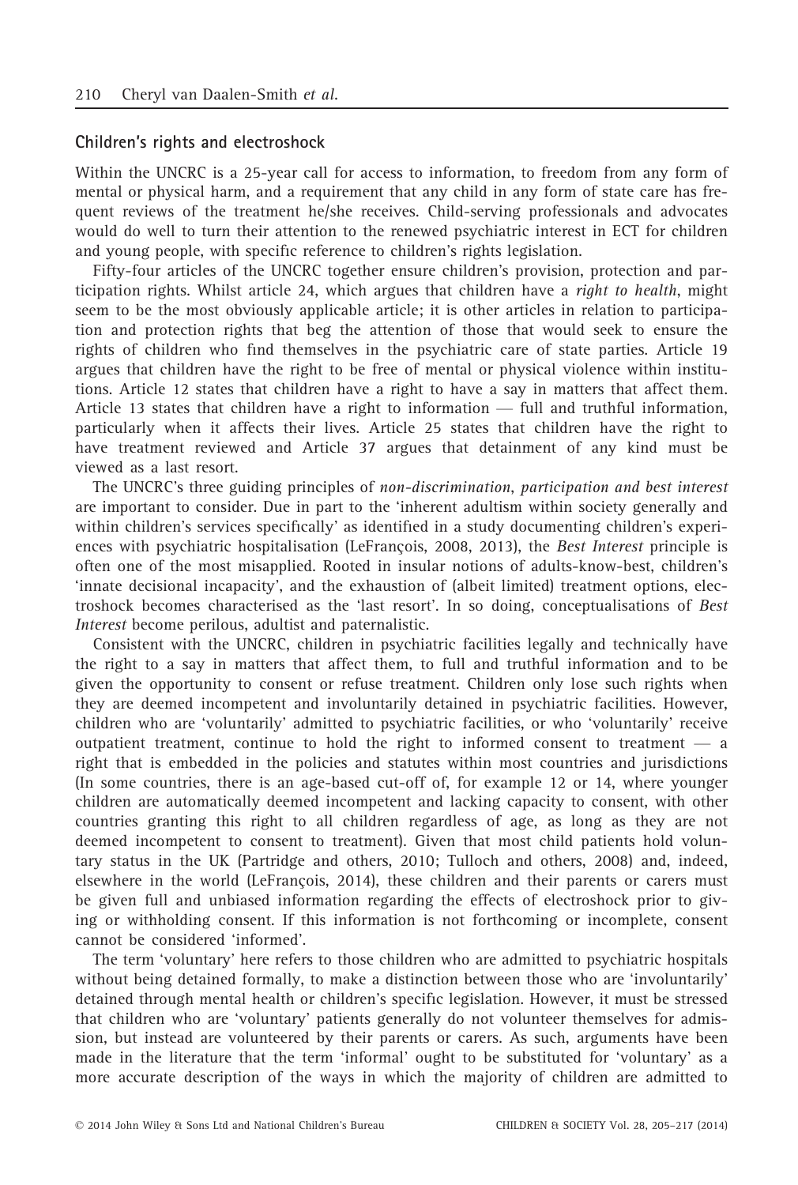## Children's rights and electroshock

Within the UNCRC is a 25-year call for access to information, to freedom from any form of mental or physical harm, and a requirement that any child in any form of state care has frequent reviews of the treatment he/she receives. Child-serving professionals and advocates would do well to turn their attention to the renewed psychiatric interest in ECT for children and young people, with specific reference to children's rights legislation.

Fifty-four articles of the UNCRC together ensure children's provision, protection and participation rights. Whilst article 24, which argues that children have a *right to health*, might seem to be the most obviously applicable article; it is other articles in relation to participation and protection rights that beg the attention of those that would seek to ensure the rights of children who find themselves in the psychiatric care of state parties. Article 19 argues that children have the right to be free of mental or physical violence within institutions. Article 12 states that children have a right to have a say in matters that affect them. Article 13 states that children have a right to information — full and truthful information, particularly when it affects their lives. Article 25 states that children have the right to have treatment reviewed and Article 37 argues that detainment of any kind must be viewed as a last resort.

The UNCRC's three guiding principles of *non-discrimination*, *participation and best interest* are important to consider. Due in part to the 'inherent adultism within society generally and within children's services specifically' as identified in a study documenting children's experiences with psychiatric hospitalisation (LeFrançois, 2008, 2013), the *Best Interest* principle is often one of the most misapplied. Rooted in insular notions of adults-know-best, children's 'innate decisional incapacity', and the exhaustion of (albeit limited) treatment options, electroshock becomes characterised as the 'last resort'. In so doing, conceptualisations of *Best Interest* become perilous, adultist and paternalistic.

Consistent with the UNCRC, children in psychiatric facilities legally and technically have the right to a say in matters that affect them, to full and truthful information and to be given the opportunity to consent or refuse treatment. Children only lose such rights when they are deemed incompetent and involuntarily detained in psychiatric facilities. However, children who are 'voluntarily' admitted to psychiatric facilities, or who 'voluntarily' receive outpatient treatment, continue to hold the right to informed consent to treatment — a right that is embedded in the policies and statutes within most countries and jurisdictions (In some countries, there is an age-based cut-off of, for example 12 or 14, where younger children are automatically deemed incompetent and lacking capacity to consent, with other countries granting this right to all children regardless of age, as long as they are not deemed incompetent to consent to treatment). Given that most child patients hold voluntary status in the UK (Partridge and others, 2010; Tulloch and others, 2008) and, indeed, elsewhere in the world (LeFrançois, 2014), these children and their parents or carers must be given full and unbiased information regarding the effects of electroshock prior to giving or withholding consent. If this information is not forthcoming or incomplete, consent cannot be considered 'informed'.

The term 'voluntary' here refers to those children who are admitted to psychiatric hospitals without being detained formally, to make a distinction between those who are 'involuntarily' detained through mental health or children's specific legislation. However, it must be stressed that children who are 'voluntary' patients generally do not volunteer themselves for admission, but instead are volunteered by their parents or carers. As such, arguments have been made in the literature that the term 'informal' ought to be substituted for 'voluntary' as a more accurate description of the ways in which the majority of children are admitted to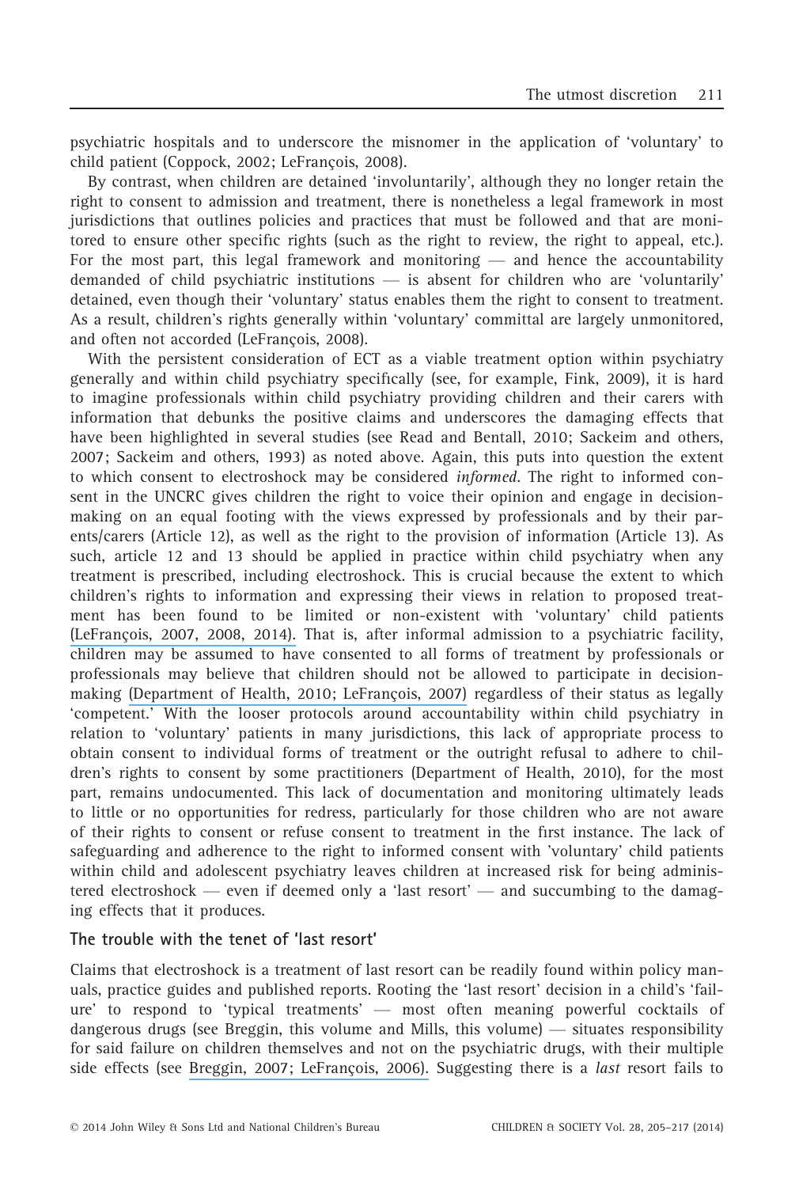psychiatric hospitals and to underscore the misnomer in the application of 'voluntary' to child patient (Coppock, 2002; LeFrançois, 2008).

By contrast, when children are detained 'involuntarily', although they no longer retain the right to consent to admission and treatment, there is nonetheless a legal framework in most jurisdictions that outlines policies and practices that must be followed and that are monitored to ensure other specific rights (such as the right to review, the right to appeal, etc.). For the most part, this legal framework and monitoring — and hence the accountability demanded of child psychiatric institutions — is absent for children who are 'voluntarily' detained, even though their 'voluntary' status enables them the right to consent to treatment. As a result, children's rights generally within 'voluntary' committal are largely unmonitored, and often not accorded (LeFrançois, 2008).

With the persistent consideration of ECT as a viable treatment option within psychiatry generally and within child psychiatry specifically (see, for example, Fink, 2009), it is hard to imagine professionals within child psychiatry providing children and their carers with information that debunks the positive claims and underscores the damaging effects that have been highlighted in several studies (see Read and Bentall, 2010; Sackeim and others, 2007; Sackeim and others, 1993) as noted above. Again, this puts into question the extent to which consent to electroshock may be considered *informed*. The right to informed consent in the UNCRC gives children the right to voice their opinion and engage in decision-making on an equal footing with the views expressed by professionals and by their parents/carers (Article 12), as well as the right to the provision of information (Article 13). As such, article 12 and 13 should be applied in practice within child psychiatry when any treatment is prescribed, including electroshock. This is crucial because the extent to which children's rights to information and expressing their views in relation to proposed treatment has been found to be limited or non-existent with 'voluntary' child patients (LeFrançois, 2007, 2008, 2014). That is, after informal admission to a psychiatric facility, children may be assumed to have consented to all forms of treatment by professionals or professionals may believe that children should not be allowed to participate in decision-making (Department of Health, 2010; LeFrançois, 2007) regardless of their status as legally 'competent.' With the looser protocols around accountability within child psychiatry in relation to 'voluntary' patients in many jurisdictions, this lack of appropriate process to obtain consent to individual forms of treatment or the outright refusal to adhere to children's rights to consent by some practitioners (Department of Health, 2010), for the most part, remains undocumented. This lack of documentation and monitoring ultimately leads to little or no opportunities for redress, particularly for those children who are not aware of their rights to consent or refuse consent to treatment in the first instance. The lack of safeguarding and adherence to the right to informed consent with 'voluntary' child patients within child and adolescent psychiatry leaves children at increased risk for being administered electroshock — even if deemed only a 'last resort' — and succumbing to the damaging effects that it produces.

## The trouble with the tenet of 'last resort'

Claims that electroshock is a treatment of last resort can be readily found within policy manuals, practice guides and published reports. Rooting the 'last resort' decision in a child's 'failure' to respond to 'typical treatments' — most often meaning powerful cocktails of dangerous drugs (see Breggin, this volume and Mills, this volume) — situates responsibility for said failure on children themselves and not on the psychiatric drugs, with their multiple side effects (see Breggin, 2007; LeFrançois, 2006). Suggesting there is a *last* resort fails to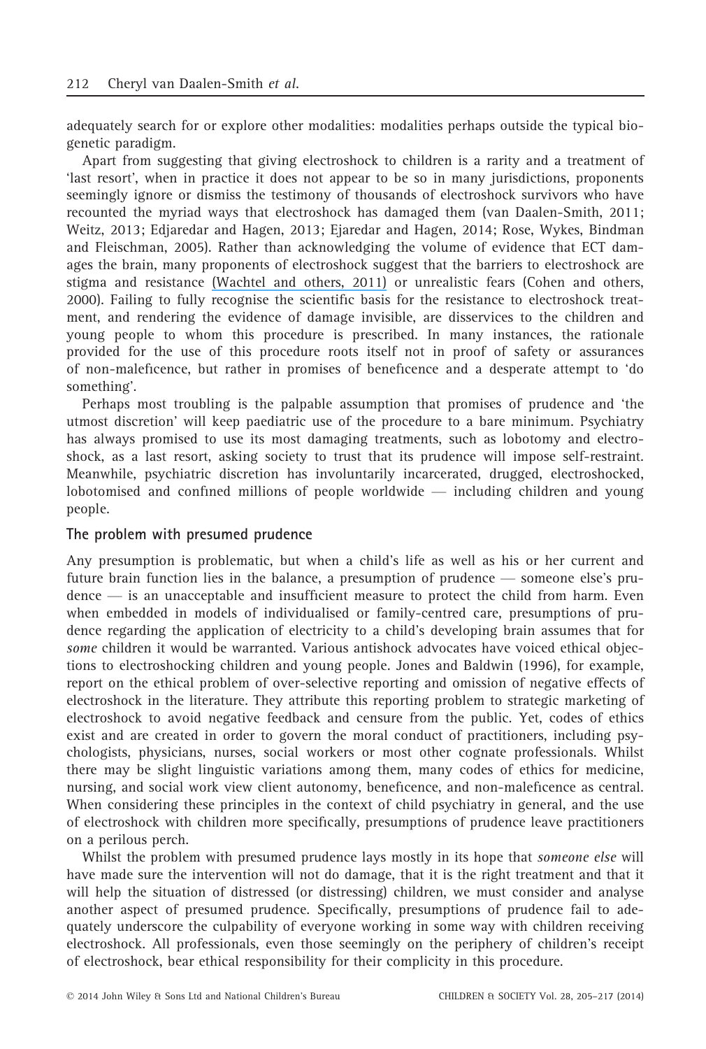adequately search for or explore other modalities: modalities perhaps outside the typical biogenetic paradigm.

Apart from suggesting that giving electroshock to children is a rarity and a treatment of 'last resort', when in practice it does not appear to be so in many jurisdictions, proponents seemingly ignore or dismiss the testimony of thousands of electroshock survivors who have recounted the myriad ways that electroshock has damaged them (van Daalen-Smith, 2011; Weitz, 2013; Edjaredar and Hagen, 2013; Ejaredar and Hagen, 2014; Rose, Wykes, Bindman and Fleischman, 2005). Rather than acknowledging the volume of evidence that ECT damages the brain, many proponents of electroshock suggest that the barriers to electroshock are stigma and resistance (Wachtel and others, 2011) or unrealistic fears (Cohen and others, 2000). Failing to fully recognise the scientific basis for the resistance to electroshock treatment, and rendering the evidence of damage invisible, are disservices to the children and young people to whom this procedure is prescribed. In many instances, the rationale provided for the use of this procedure roots itself not in proof of safety or assurances of non-maleficence, but rather in promises of beneficence and a desperate attempt to 'do something'.

Perhaps most troubling is the palpable assumption that promises of prudence and 'the utmost discretion' will keep paediatric use of the procedure to a bare minimum. Psychiatry has always promised to use its most damaging treatments, such as lobotomy and electroshock, as a last resort, asking society to trust that its prudence will impose self-restraint. Meanwhile, psychiatric discretion has involuntarily incarcerated, drugged, electroshocked, lobotomised and confined millions of people worldwide — including children and young people.

### The problem with presumed prudence

Any presumption is problematic, but when a child's life as well as his or her current and future brain function lies in the balance, a presumption of prudence — someone else's prudence — is an unacceptable and insufficient measure to protect the child from harm. Even when embedded in models of individualised or family-centred care, presumptions of prudence regarding the application of electricity to a child's developing brain assumes that for *some* children it would be warranted. Various antishock advocates have voiced ethical objections to electroshocking children and young people. Jones and Baldwin (1996), for example, report on the ethical problem of over-selective reporting and omission of negative effects of electroshock in the literature. They attribute this reporting problem to strategic marketing of electroshock to avoid negative feedback and censure from the public. Yet, codes of ethics exist and are created in order to govern the moral conduct of practitioners, including psychologists, physicians, nurses, social workers or most other cognate professionals. Whilst there may be slight linguistic variations among them, many codes of ethics for medicine, nursing, and social work view client autonomy, beneficence, and non-maleficence as central. When considering these principles in the context of child psychiatry in general, and the use of electroshock with children more specifically, presumptions of prudence leave practitioners on a perilous perch.

Whilst the problem with presumed prudence lays mostly in its hope that *someone else* will have made sure the intervention will not do damage, that it is the right treatment and that it will help the situation of distressed (or distressing) children, we must consider and analyse another aspect of presumed prudence. Specifically, presumptions of prudence fail to adequately underscore the culpability of everyone working in some way with children receiving electroshock. All professionals, even those seemingly on the periphery of children's receipt of electroshock, bear ethical responsibility for their complicity in this procedure.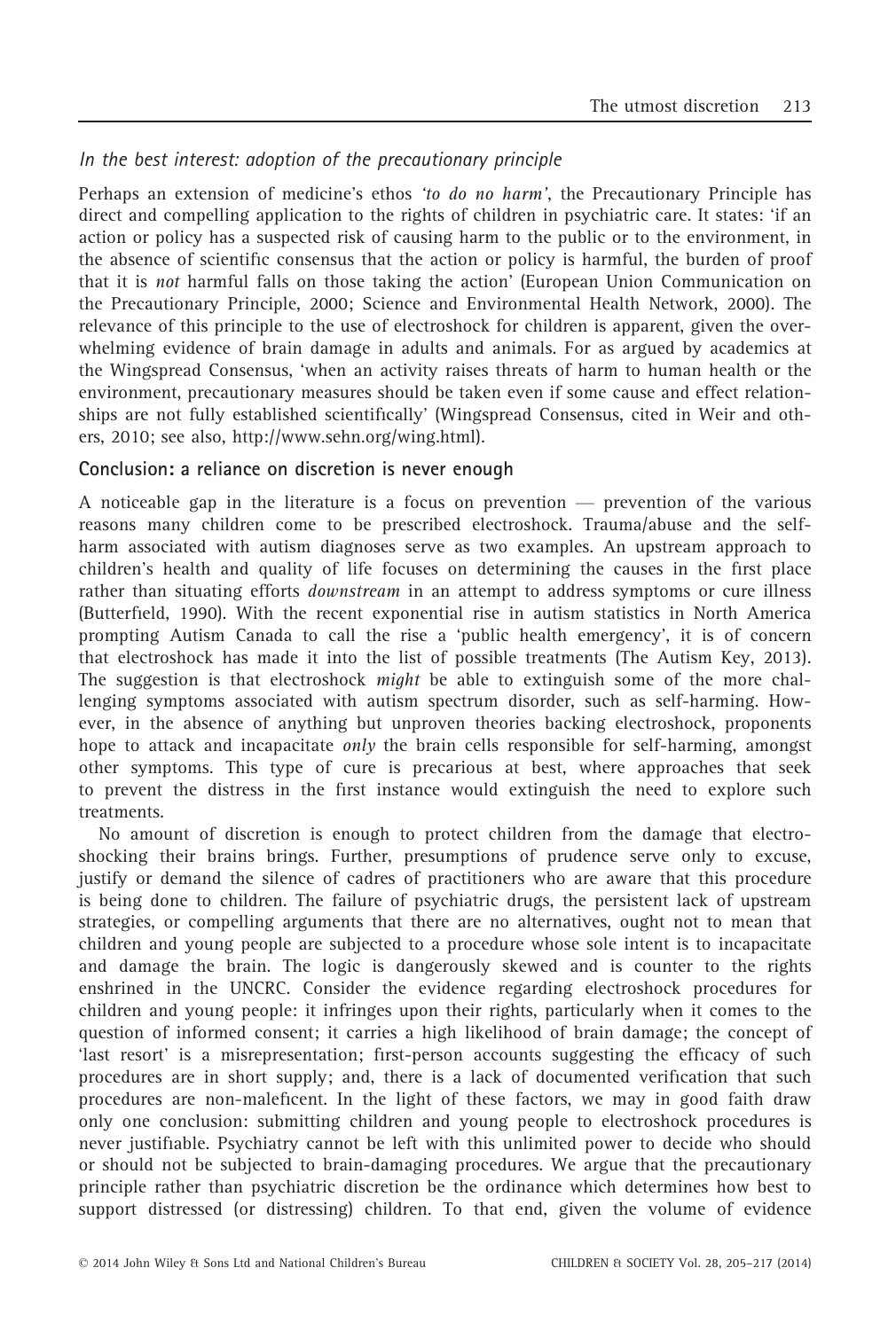### *In the best interest: adoption of the precautionary principle*

Perhaps an extension of medicine's ethos *'to do no harm'*, the Precautionary Principle has direct and compelling application to the rights of children in psychiatric care. It states: 'if an action or policy has a suspected risk of causing harm to the public or to the environment, in the absence of scientific consensus that the action or policy is harmful, the burden of proof that it is *not* harmful falls on those taking the action' (European Union Communication on the Precautionary Principle, 2000; Science and Environmental Health Network, 2000). The relevance of this principle to the use of electroshock for children is apparent, given the overwhelming evidence of brain damage in adults and animals. For as argued by academics at the Wingspread Consensus, 'when an activity raises threats of harm to human health or the environment, precautionary measures should be taken even if some cause and effect relationships are not fully established scientifically' (Wingspread Consensus, cited in Weir and others, 2010; see also, http://www.sehn.org/wing.html).

## Conclusion: a reliance on discretion is never enough

A noticeable gap in the literature is a focus on prevention — prevention of the various reasons many children come to be prescribed electroshock. Trauma/abuse and the self-harm associated with autism diagnoses serve as two examples. An upstream approach to children's health and quality of life focuses on determining the causes in the first place rather than situating efforts *downstream* in an attempt to address symptoms or cure illness (Butterfield, 1990). With the recent exponential rise in autism statistics in North America prompting Autism Canada to call the rise a 'public health emergency', it is of concern that electroshock has made it into the list of possible treatments (The Autism Key, 2013). The suggestion is that electroshock *might* be able to extinguish some of the more challenging symptoms associated with autism spectrum disorder, such as self-harming. However, in the absence of anything but unproven theories backing electroshock, proponents hope to attack and incapacitate *only* the brain cells responsible for self-harming, amongst other symptoms. This type of cure is precarious at best, where approaches that seek to prevent the distress in the first instance would extinguish the need to explore such treatments.

No amount of discretion is enough to protect children from the damage that electroshocking their brains brings. Further, presumptions of prudence serve only to excuse, justify or demand the silence of cadres of practitioners who are aware that this procedure is being done to children. The failure of psychiatric drugs, the persistent lack of upstream strategies, or compelling arguments that there are no alternatives, ought not to mean that children and young people are subjected to a procedure whose sole intent is to incapacitate and damage the brain. The logic is dangerously skewed and is counter to the rights enshrined in the UNCRC. Consider the evidence regarding electroshock procedures for children and young people: it infringes upon their rights, particularly when it comes to the question of informed consent; it carries a high likelihood of brain damage; the concept of 'last resort' is a misrepresentation; first-person accounts suggesting the efficacy of such procedures are in short supply; and, there is a lack of documented verification that such procedures are non-maleficent. In the light of these factors, we may in good faith draw only one conclusion: submitting children and young people to electroshock procedures is never justifiable. Psychiatry cannot be left with this unlimited power to decide who should or should not be subjected to brain-damaging procedures. We argue that the precautionary principle rather than psychiatric discretion be the ordinance which determines how best to support distressed (or distressing) children. To that end, given the volume of evidence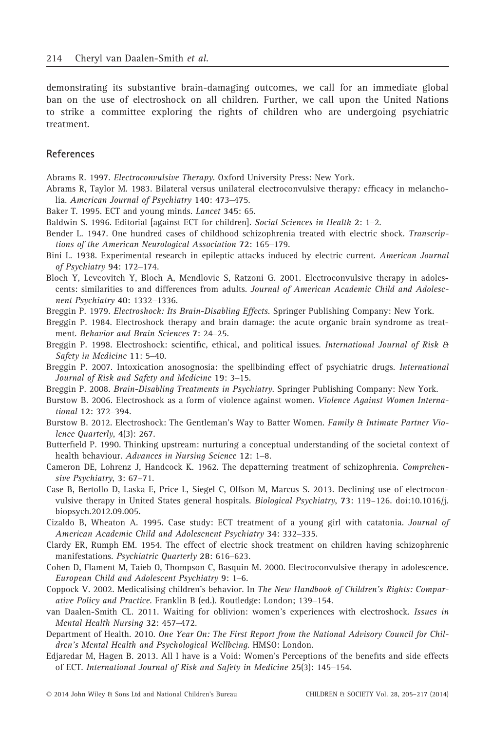demonstrating its substantive brain-damaging outcomes, we call for an immediate global ban on the use of electroshock on all children. Further, we call upon the United Nations to strike a committee exploring the rights of children who are undergoing psychiatric treatment.

## References

Abrams R. 1997. *Electroconvulsive Therapy*. Oxford University Press: New York.

Abrams R, Taylor M. 1983. Bilateral versus unilateral electroconvulsive therapy: efficacy in melancholia. *American Journal of Psychiatry* **140**: 473–475.

Baker T. 1995. ECT and young minds. *Lancet* **345**: 65.

Baldwin S. 1996. Editorial [against ECT for children]. *Social Sciences in Health* **2**: 1–2.

Bender L. 1947. One hundred cases of childhood schizophrenia treated with electric shock. *Transcriptions of the American Neurological Association* **72**: 165–179.

Bini L. 1938. Experimental research in epileptic attacks induced by electric current. *American Journal of Psychiatry* **94**: 172–174.

Bloch Y, Levcovitch Y, Bloch A, Mendlovic S, Ratzoni G. 2001. Electroconvulsive therapy in adolescents: similarities to and differences from adults. *Journal of American Academic Child and Adolescnent Psychiatry* **40**: 1332–1336.

Breggin P. 1979. *Electroshock: Its Brain-Disabling Effects*. Springer Publishing Company: New York.

Breggin P. 1984. Electroshock therapy and brain damage: the acute organic brain syndrome as treatment. *Behavior and Brain Sciences* **7**: 24–25.

Breggin P. 1998. Electroshock: scientific, ethical, and political issues. *International Journal of Risk & Safety in Medicine* **11**: 5–40.

Breggin P. 2007. Intoxication anosognosia: the spellbinding effect of psychiatric drugs. *International Journal of Risk and Safety and Medicine* **19**: 3–15.

Breggin P. 2008. *Brain-Disabling Treatments in Psychiatry*. Springer Publishing Company: New York.

Burstow B. 2006. Electroshock as a form of violence against women. *Violence Against Women International* **12**: 372–394.

Burstow B. 2012. Electroshock: The Gentleman's Way to Batter Women. *Family & Intimate Partner Violence Quarterly*, **4**(3): 267.

Butterfield P. 1990. Thinking upstream: nurturing a conceptual understanding of the societal context of health behaviour. *Advances in Nursing Science* **12**: 1–8.

Cameron DE, Lohrenz J, Handcock K. 1962. The depatterning treatment of schizophrenia. *Comprehensive Psychiatry*, **3**: 67–71.

Case B, Bertollo D, Laska E, Price L, Siegel C, Olfson M, Marcus S. 2013. Declining use of electroconvulsive therapy in United States general hospitals. *Biological Psychiatry*, **73**: 119–126. doi:10.1016/j.biopsych.2012.09.005.

Cizaldo B, Wheaton A. 1995. Case study: ECT treatment of a young girl with catatonia. *Journal of American Academic Child and Adolescnent Psychiatry* **34**: 332–335.

Clardy ER, Rumph EM. 1954. The effect of electric shock treatment on children having schizophrenic manifestations. *Psychiatric Quarterly* **28**: 616–623.

Cohen D, Flament M, Taieb O, Thompson C, Basquin M. 2000. Electroconvulsive therapy in adolescence. *European Child and Adolescent Psychiatry* **9**: 1–6.

Coppock V. 2002. Medicalising children's behavior. In *The New Handbook of Children's Rights: Comparative Policy and Practice*. Franklin B (ed.). Routledge: London; 139–154.

van Daalen-Smith CL. 2011. Waiting for oblivion: women's experiences with electroshock. *Issues in Mental Health Nursing* **32**: 457–472.

Department of Health. 2010. *One Year On: The First Report from the National Advisory Council for Children's Mental Health and Psychological Wellbeing*. HMSO: London.

Edjaredar M, Hagen B. 2013. All I have is a Void: Women's Perceptions of the benefits and side effects of ECT. *International Journal of Risk and Safety in Medicine* **25**(3): 145–154.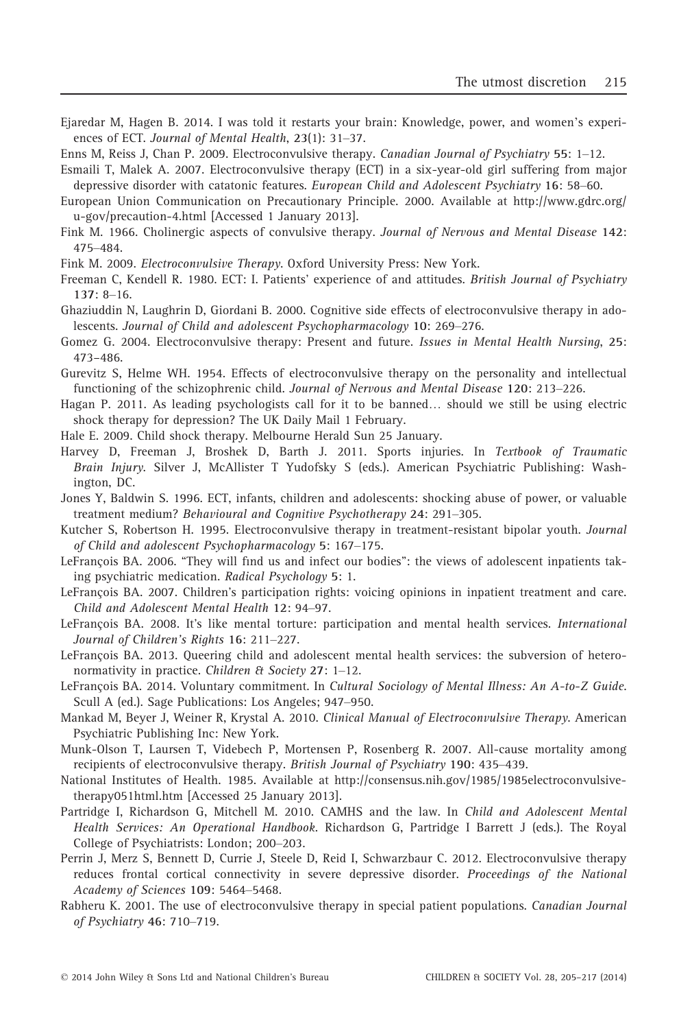Ejaredar M, Hagen B. 2014. I was told it restarts your brain: Knowledge, power, and women's experiences of ECT. *Journal of Mental Health*, **23**(1): 31–37.

Enns M, Reiss J, Chan P. 2009. Electroconvulsive therapy. *Canadian Journal of Psychiatry* **55**: 1–12.

Esmaili T, Malek A. 2007. Electroconvulsive therapy (ECT) in a six-year-old girl suffering from major depressive disorder with catatonic features. *European Child and Adolescent Psychiatry* **16**: 58–60.

European Union Communication on Precautionary Principle. 2000. Available at http://www.gdrc.org/u-gov/precaution-4.html [Accessed 1 January 2013].

Fink M. 1966. Cholinergic aspects of convulsive therapy. *Journal of Nervous and Mental Disease* **142**: 475–484.

Fink M. 2009. *Electroconvulsive Therapy*. Oxford University Press: New York.

Freeman C, Kendell R. 1980. ECT: I. Patients' experience of and attitudes. *British Journal of Psychiatry* **137**: 8–16.

Ghaziuddin N, Laughrin D, Giordani B. 2000. Cognitive side effects of electroconvulsive therapy in adolescents. *Journal of Child and adolescent Psychopharmacology* **10**: 269–276.

Gomez G. 2004. Electroconvulsive therapy: Present and future. *Issues in Mental Health Nursing*, **25**: 473–486.

Gurevitz S, Helme WH. 1954. Effects of electroconvulsive therapy on the personality and intellectual functioning of the schizophrenic child. *Journal of Nervous and Mental Disease* **120**: 213–226.

Hagan P. 2011. As leading psychologists call for it to be banned… should we still be using electric shock therapy for depression? The UK Daily Mail 1 February.

Hale E. 2009. Child shock therapy. Melbourne Herald Sun 25 January.

Harvey D, Freeman J, Broshek D, Barth J. 2011. Sports injuries. In *Textbook of Traumatic Brain Injury*. Silver J, McAllister T Yudofsky S (eds.). American Psychiatric Publishing: Washington, DC.

Jones Y, Baldwin S. 1996. ECT, infants, children and adolescents: shocking abuse of power, or valuable treatment medium? *Behavioural and Cognitive Psychotherapy* **24**: 291–305.

Kutcher S, Robertson H. 1995. Electroconvulsive therapy in treatment-resistant bipolar youth. *Journal of Child and adolescent Psychopharmacology* **5**: 167–175.

LeFrançois BA. 2006. "They will find us and infect our bodies": the views of adolescent inpatients taking psychiatric medication. *Radical Psychology* **5**: 1.

LeFrançois BA. 2007. Children's participation rights: voicing opinions in inpatient treatment and care. *Child and Adolescent Mental Health* **12**: 94–97.

LeFrançois BA. 2008. It's like mental torture: participation and mental health services. *International Journal of Children's Rights* **16**: 211–227.

LeFrançois BA. 2013. Queering child and adolescent mental health services: the subversion of heteronormativity in practice. *Children & Society* **27**: 1–12.

LeFrançois BA. 2014. Voluntary commitment. In *Cultural Sociology of Mental Illness: An A-to-Z Guide*. Scull A (ed.). Sage Publications: Los Angeles; 947–950.

Mankad M, Beyer J, Weiner R, Krystal A. 2010. *Clinical Manual of Electroconvulsive Therapy*. American Psychiatric Publishing Inc: New York.

Munk-Olson T, Laursen T, Videbech P, Mortensen P, Rosenberg R. 2007. All-cause mortality among recipients of electroconvulsive therapy. *British Journal of Psychiatry* **190**: 435–439.

National Institutes of Health. 1985. Available at http://consensus.nih.gov/1985/1985electroconvulsivetherapy051html.htm [Accessed 25 January 2013].

Partridge I, Richardson G, Mitchell M. 2010. CAMHS and the law. In *Child and Adolescent Mental Health Services: An Operational Handbook*. Richardson G, Partridge I Barrett J (eds.). The Royal College of Psychiatrists: London; 200–203.

Perrin J, Merz S, Bennett D, Currie J, Steele D, Reid I, Schwarzbaur C. 2012. Electroconvulsive therapy reduces frontal cortical connectivity in severe depressive disorder. *Proceedings of the National Academy of Sciences* **109**: 5464–5468.

Rabheru K. 2001. The use of electroconvulsive therapy in special patient populations. *Canadian Journal of Psychiatry* **46**: 710–719.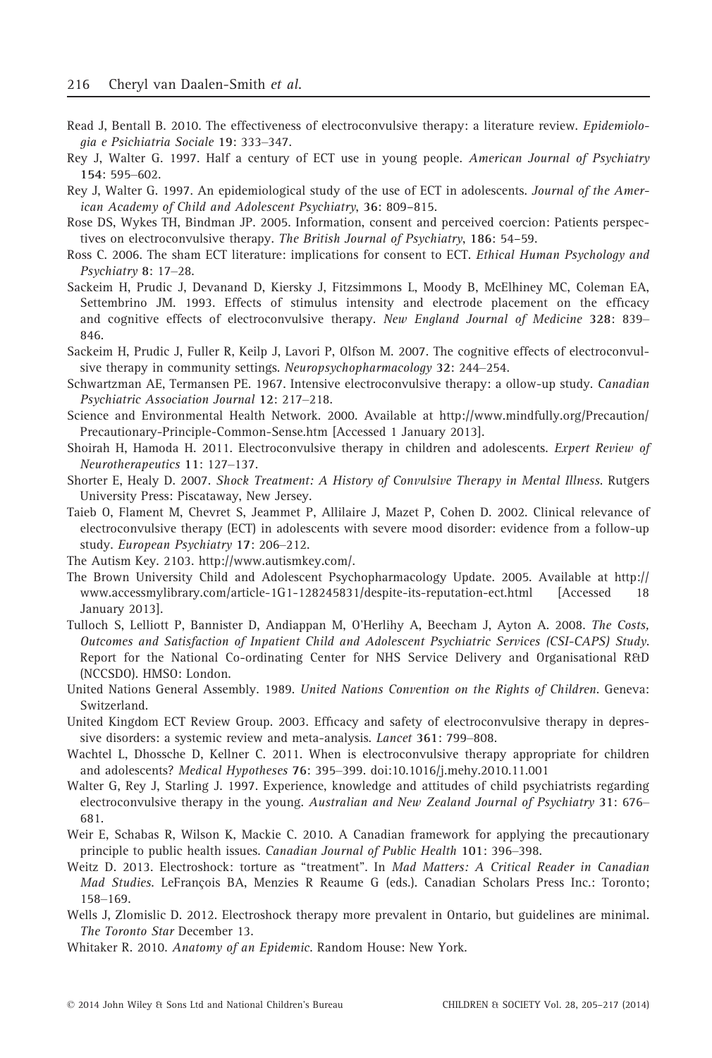Read J, Bentall B. 2010. The effectiveness of electroconvulsive therapy: a literature review. *Epidemiologia e Psichiatria Sociale* **19**: 333–347.

Rey J, Walter G. 1997. Half a century of ECT use in young people. *American Journal of Psychiatry* **154**: 595–602.

Rey J, Walter G. 1997. An epidemiological study of the use of ECT in adolescents. *Journal of the American Academy of Child and Adolescent Psychiatry*, **36**: 809–815.

Rose DS, Wykes TH, Bindman JP. 2005. Information, consent and perceived coercion: Patients perspectives on electroconvulsive therapy. *The British Journal of Psychiatry*, **186**: 54–59.

Ross C. 2006. The sham ECT literature: implications for consent to ECT. *Ethical Human Psychology and Psychiatry* **8**: 17–28.

Sackeim H, Prudic J, Devanand D, Kiersky J, Fitzsimmons L, Moody B, McElhiney MC, Coleman EA, Settembrino JM. 1993. Effects of stimulus intensity and electrode placement on the efficacy and cognitive effects of electroconvulsive therapy. *New England Journal of Medicine* **328**: 839–846.

Sackeim H, Prudic J, Fuller R, Keilp J, Lavori P, Olfson M. 2007. The cognitive effects of electroconvulsive therapy in community settings. *Neuropsychopharmacology* **32**: 244–254.

Schwartzman AE, Termansen PE. 1967. Intensive electroconvulsive therapy: a ollow-up study. *Canadian Psychiatric Association Journal* **12**: 217–218.

Science and Environmental Health Network. 2000. Available at http://www.mindfully.org/Precaution/Precautionary-Principle-Common-Sense.htm [Accessed 1 January 2013].

Shoirah H, Hamoda H. 2011. Electroconvulsive therapy in children and adolescents. *Expert Review of Neurotherapeutics* **11**: 127–137.

Shorter E, Healy D. 2007. *Shock Treatment: A History of Convulsive Therapy in Mental Illness*. Rutgers University Press: Piscataway, New Jersey.

Taieb O, Flament M, Chevret S, Jeammet P, Allilaire J, Mazet P, Cohen D. 2002. Clinical relevance of electroconvulsive therapy (ECT) in adolescents with severe mood disorder: evidence from a follow-up study. *European Psychiatry* **17**: 206–212.

The Autism Key. 2103. http://www.autismkey.com/.

The Brown University Child and Adolescent Psychopharmacology Update. 2005. Available at http://www.accessmylibrary.com/article-1G1-128245831/despite-its-reputation-ect.html [Accessed 18 January 2013].

Tulloch S, Lelliott P, Bannister D, Andiappan M, O'Herlihy A, Beecham J, Ayton A. 2008. *The Costs, Outcomes and Satisfaction of Inpatient Child and Adolescent Psychiatric Services (CSI-CAPS) Study*. Report for the National Co-ordinating Center for NHS Service Delivery and Organisational R&D (NCCSDO). HMSO: London.

United Nations General Assembly. 1989. *United Nations Convention on the Rights of Children*. Geneva: Switzerland.

United Kingdom ECT Review Group. 2003. Efficacy and safety of electroconvulsive therapy in depressive disorders: a systemic review and meta-analysis. *Lancet* **361**: 799–808.

Wachtel L, Dhossche D, Kellner C. 2011. When is electroconvulsive therapy appropriate for children and adolescents? *Medical Hypotheses* **76**: 395–399. doi:10.1016/j.mehy.2010.11.001

Walter G, Rey J, Starling J. 1997. Experience, knowledge and attitudes of child psychiatrists regarding electroconvulsive therapy in the young. *Australian and New Zealand Journal of Psychiatry* **31**: 676–681.

Weir E, Schabas R, Wilson K, Mackie C. 2010. A Canadian framework for applying the precautionary principle to public health issues. *Canadian Journal of Public Health* **101**: 396–398.

Weitz D. 2013. Electroshock: torture as "treatment". In *Mad Matters: A Critical Reader in Canadian Mad Studies*. LeFrançois BA, Menzies R Reaume G (eds.). Canadian Scholars Press Inc.: Toronto; 158–169.

Wells J, Zlomislic D. 2012. Electroshock therapy more prevalent in Ontario, but guidelines are minimal. *The Toronto Star* December 13.

Whitaker R. 2010. *Anatomy of an Epidemic*. Random House: New York.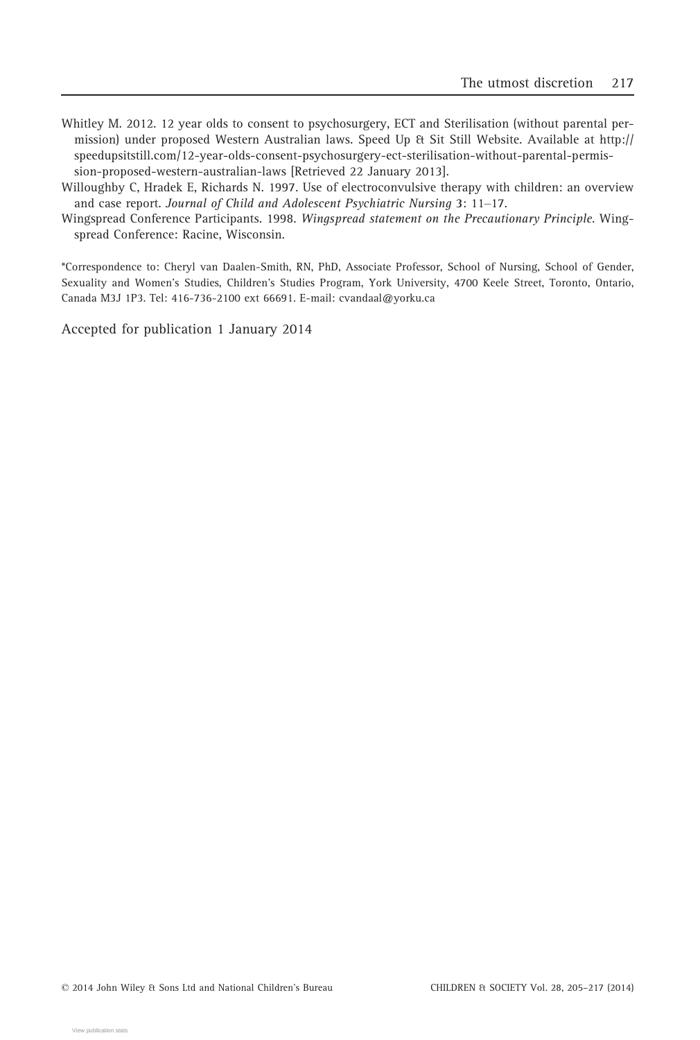Whitley M. 2012. 12 year olds to consent to psychosurgery, ECT and Sterilisation (without parental permission) under proposed Western Australian laws. Speed Up & Sit Still Website. Available at http://speedupsitstill.com/12-year-olds-consent-psychosurgery-ect-sterilisation-without-parental-permission-proposed-western-australian-laws [Retrieved 22 January 2013].

Willoughby C, Hradek E, Richards N. 1997. Use of electroconvulsive therapy with children: an overview and case report. *Journal of Child and Adolescent Psychiatric Nursing* **3**: 11–17.

Wingspread Conference Participants. 1998. *Wingspread statement on the Precautionary Principle*. Wingspread Conference: Racine, Wisconsin.

*Correspondence to: Cheryl van Daalen-Smith, RN, PhD, Associate Professor, School of Nursing, School of Gender, Sexuality and Women's Studies, Children's Studies Program, York University, 4700 Keele Street, Toronto, Ontario, Canada M3J 1P3. Tel: 416-736-2100 ext 66691. E-mail: cvandaal@yorku.ca

Accepted for publication 1 January 2014